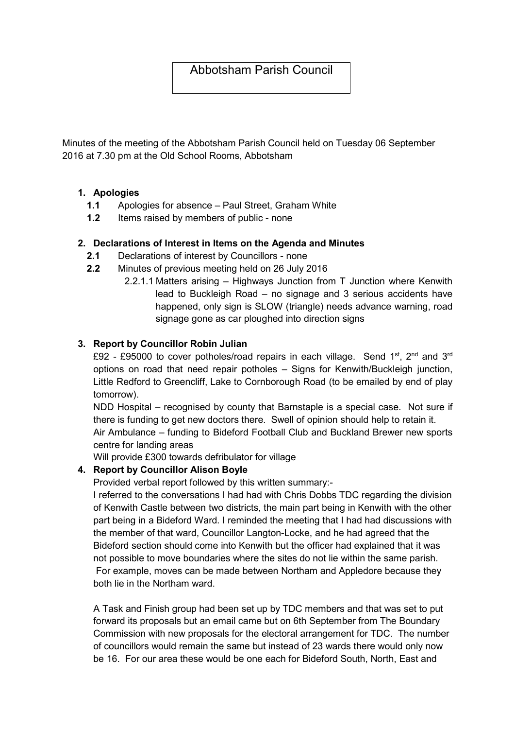# Abbotsham Parish Council

Minutes of the meeting of the Abbotsham Parish Council held on Tuesday 06 September 2016 at 7.30 pm at the Old School Rooms, Abbotsham

1. **Apologies**
   - **1.1** Apologies for absence – Paul Street, Graham White
   - **1.2** Items raised by members of public - none

2. **Declarations of Interest in Items on the Agenda and Minutes**
   - **2.1** Declarations of interest by Councillors - none
   - **2.2** Minutes of previous meeting held on 26 July 2016
     - 2.2.1.1 Matters arising – Highways Junction from T Junction where Kenwith lead to Buckleigh Road – no signage and 3 serious accidents have happened, only sign is SLOW (triangle) needs advance warning, road signage gone as car ploughed into direction signs

3. **Report by Councillor Robin Julian**

   £92 - £95000 to cover potholes/road repairs in each village. Send 1st, 2nd and 3rd options on road that need repair potholes – Signs for Kenwith/Buckleigh junction, Little Redford to Greencliff, Lake to Cornborough Road (to be emailed by end of play tomorrow).

   NDD Hospital – recognised by county that Barnstaple is a special case. Not sure if there is funding to get new doctors there. Swell of opinion should help to retain it.

   Air Ambulance – funding to Bideford Football Club and Buckland Brewer new sports centre for landing areas

   Will provide £300 towards defribulator for village

4. **Report by Councillor Alison Boyle**

   Provided verbal report followed by this written summary:-

   I referred to the conversations I had had with Chris Dobbs TDC regarding the division of Kenwith Castle between two districts, the main part being in Kenwith with the other part being in a Bideford Ward. I reminded the meeting that I had had discussions with the member of that ward, Councillor Langton-Locke, and he had agreed that the Bideford section should come into Kenwith but the officer had explained that it was not possible to move boundaries where the sites do not lie within the same parish. For example, moves can be made between Northam and Appledore because they both lie in the Northam ward.

   A Task and Finish group had been set up by TDC members and that was set to put forward its proposals but an email came but on 6th September from The Boundary Commission with new proposals for the electoral arrangement for TDC. The number of councillors would remain the same but instead of 23 wards there would only now be 16. For our area these would be one each for Bideford South, North, East and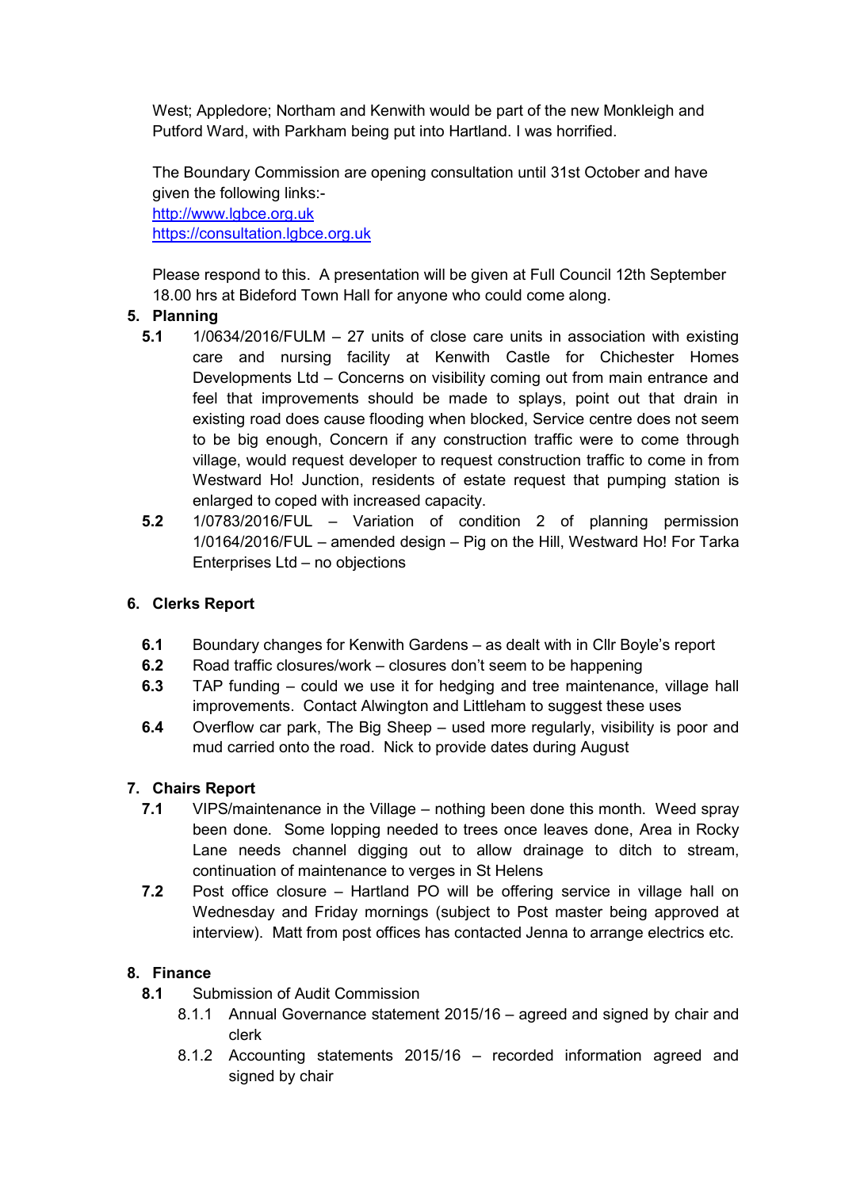West; Appledore; Northam and Kenwith would be part of the new Monkleigh and Putford Ward, with Parkham being put into Hartland. I was horrified.

The Boundary Commission are opening consultation until 31st October and have given the following links:-
http://www.lgbce.org.uk
https://consultation.lgbce.org.uk

Please respond to this. A presentation will be given at Full Council 12th September 18.00 hrs at Bideford Town Hall for anyone who could come along.

5. **Planning**
   - **5.1** 1/0634/2016/FULM – 27 units of close care units in association with existing care and nursing facility at Kenwith Castle for Chichester Homes Developments Ltd – Concerns on visibility coming out from main entrance and feel that improvements should be made to splays, point out that drain in existing road does cause flooding when blocked, Service centre does not seem to be big enough, Concern if any construction traffic were to come through village, would request developer to request construction traffic to come in from Westward Ho! Junction, residents of estate request that pumping station is enlarged to coped with increased capacity.
   - **5.2** 1/0783/2016/FUL – Variation of condition 2 of planning permission 1/0164/2016/FUL – amended design – Pig on the Hill, Westward Ho! For Tarka Enterprises Ltd – no objections

6. **Clerks Report**
   - **6.1** Boundary changes for Kenwith Gardens – as dealt with in Cllr Boyle's report
   - **6.2** Road traffic closures/work – closures don't seem to be happening
   - **6.3** TAP funding – could we use it for hedging and tree maintenance, village hall improvements. Contact Alwington and Littleham to suggest these uses
   - **6.4** Overflow car park, The Big Sheep – used more regularly, visibility is poor and mud carried onto the road. Nick to provide dates during August

7. **Chairs Report**
   - **7.1** VIPS/maintenance in the Village – nothing been done this month. Weed spray been done. Some lopping needed to trees once leaves done, Area in Rocky Lane needs channel digging out to allow drainage to ditch to stream, continuation of maintenance to verges in St Helens
   - **7.2** Post office closure – Hartland PO will be offering service in village hall on Wednesday and Friday mornings (subject to Post master being approved at interview). Matt from post offices has contacted Jenna to arrange electrics etc.

8. **Finance**
   - **8.1** Submission of Audit Commission
     - 8.1.1 Annual Governance statement 2015/16 – agreed and signed by chair and clerk
     - 8.1.2 Accounting statements 2015/16 – recorded information agreed and signed by chair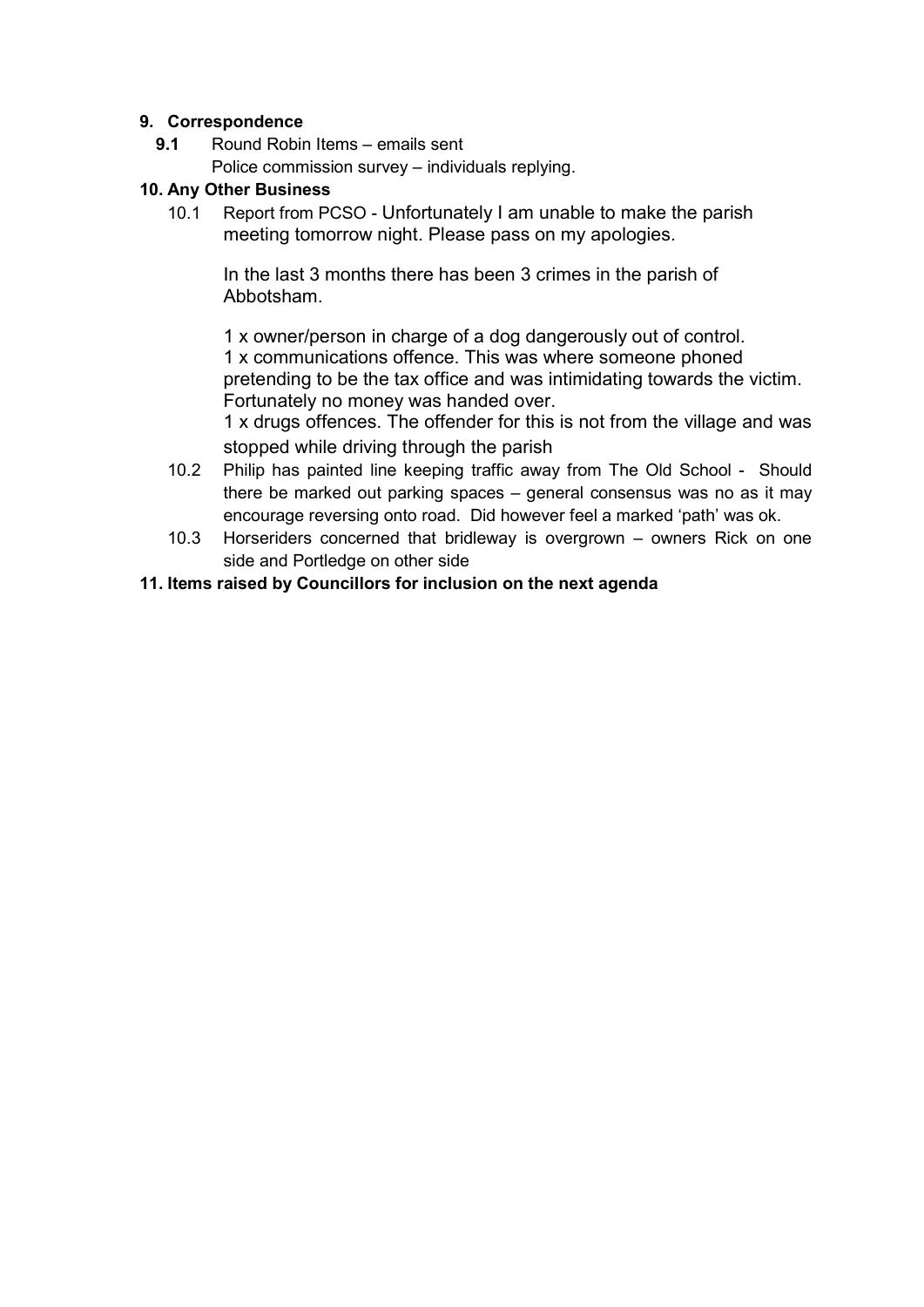**9. Correspondence**

**9.1** Round Robin Items – emails sent

Police commission survey – individuals replying.

**10. Any Other Business**

10.1 Report from PCSO - Unfortunately I am unable to make the parish meeting tomorrow night. Please pass on my apologies.

In the last 3 months there has been 3 crimes in the parish of Abbotsham.

1 x owner/person in charge of a dog dangerously out of control.
1 x communications offence. This was where someone phoned pretending to be the tax office and was intimidating towards the victim. Fortunately no money was handed over.
1 x drugs offences. The offender for this is not from the village and was stopped while driving through the parish

10.2 Philip has painted line keeping traffic away from The Old School - Should there be marked out parking spaces – general consensus was no as it may encourage reversing onto road. Did however feel a marked 'path' was ok.

10.3 Horseriders concerned that bridleway is overgrown – owners Rick on one side and Portledge on other side

**11. Items raised by Councillors for inclusion on the next agenda**